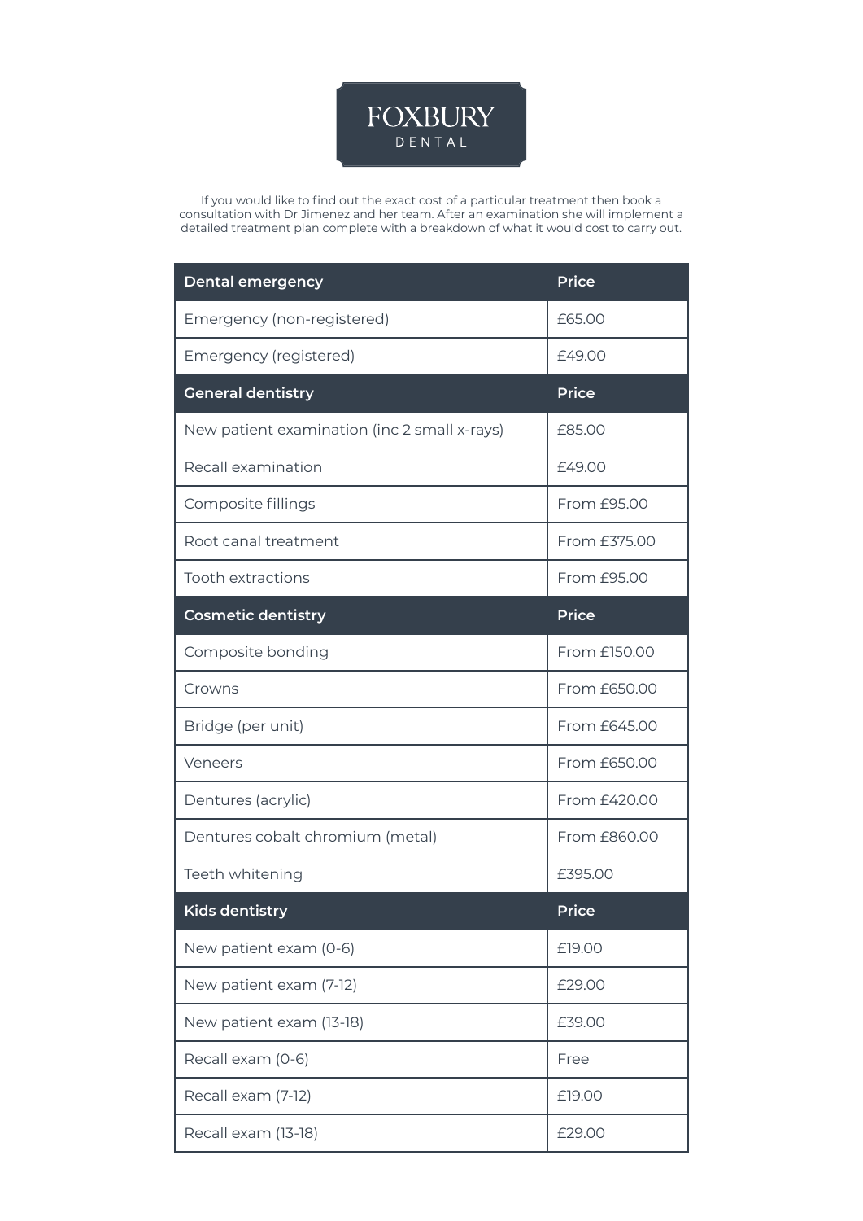# FOXBURY
DENTAL

If you would like to find out the exact cost of a particular treatment then book a consultation with Dr Jimenez and her team. After an examination she will implement a detailed treatment plan complete with a breakdown of what it would cost to carry out.

| Dental emergency | Price |
|---|---|
| Emergency (non-registered) | £65.00 |
| Emergency (registered) | £49.00 |
| **General dentistry** | **Price** |
| New patient examination (inc 2 small x-rays) | £85.00 |
| Recall examination | £49.00 |
| Composite fillings | From £95.00 |
| Root canal treatment | From £375.00 |
| Tooth extractions | From £95.00 |
| **Cosmetic dentistry** | **Price** |
| Composite bonding | From £150.00 |
| Crowns | From £650.00 |
| Bridge (per unit) | From £645.00 |
| Veneers | From £650.00 |
| Dentures (acrylic) | From £420.00 |
| Dentures cobalt chromium (metal) | From £860.00 |
| Teeth whitening | £395.00 |
| **Kids dentistry** | **Price** |
| New patient exam (0-6) | £19.00 |
| New patient exam (7-12) | £29.00 |
| New patient exam (13-18) | £39.00 |
| Recall exam (0-6) | Free |
| Recall exam (7-12) | £19.00 |
| Recall exam (13-18) | £29.00 |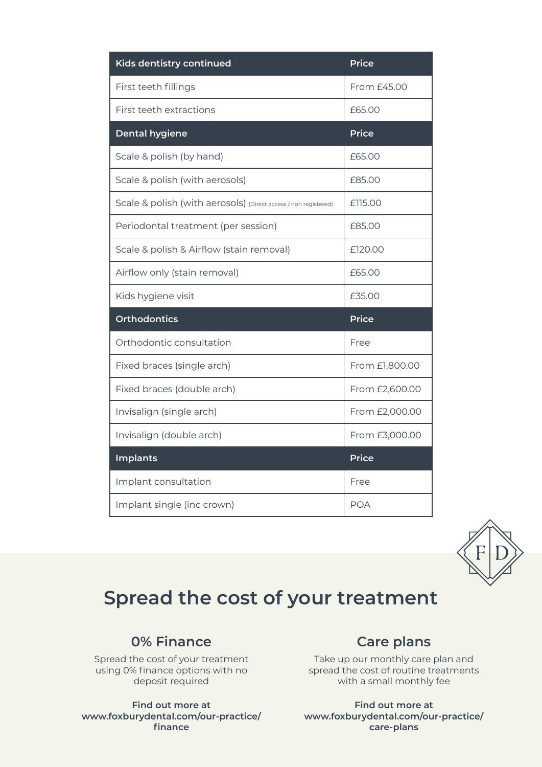| Kids dentistry continued | Price |
|---|---|
| First teeth fillings | From £45.00 |
| First teeth extractions | £65.00 |
| **Dental hygiene** | **Price** |
| Scale & polish (by hand) | £65.00 |
| Scale & polish (with aerosols) | £85.00 |
| Scale & polish (with aerosols) (Direct access / non registered) | £115.00 |
| Periodontal treatment (per session) | £85.00 |
| Scale & polish & Airflow (stain removal) | £120.00 |
| Airflow only (stain removal) | £65.00 |
| Kids hygiene visit | £35.00 |
| **Orthodontics** | **Price** |
| Orthodontic consultation | Free |
| Fixed braces (single arch) | From £1,800.00 |
| Fixed braces (double arch) | From £2,600.00 |
| Invisalign (single arch) | From £2,000.00 |
| Invisalign (double arch) | From £3,000.00 |
| **Implants** | **Price** |
| Implant consultation | Free |
| Implant single (inc crown) | POA |

# Spread the cost of your treatment

## 0% Finance

Spread the cost of your treatment using 0% finance options with no deposit required

**Find out more at www.foxburydental.com/our-practice/finance**

## Care plans

Take up our monthly care plan and spread the cost of routine treatments with a small monthly fee

**Find out more at www.foxburydental.com/our-practice/care-plans**